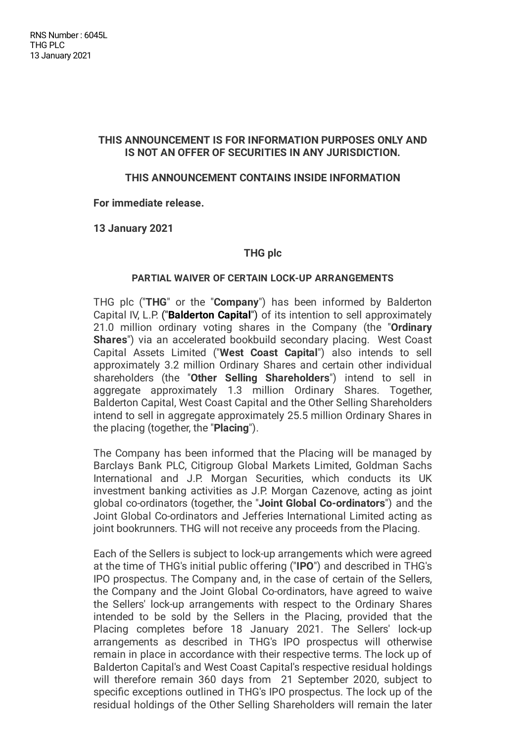RNS Number : 6045L
THG PLC
13 January 2021

**THIS ANNOUNCEMENT IS FOR INFORMATION PURPOSES ONLY AND IS NOT AN OFFER OF SECURITIES IN ANY JURISDICTION.**

**THIS ANNOUNCEMENT CONTAINS INSIDE INFORMATION**

**For immediate release.**

**13 January 2021**

**THG plc**

**PARTIAL WAIVER OF CERTAIN LOCK-UP ARRANGEMENTS**

THG plc ("**THG**" or the "**Company**") has been informed by Balderton Capital IV, L.P. ("**Balderton Capital**") of its intention to sell approximately 21.0 million ordinary voting shares in the Company (the "**Ordinary Shares**") via an accelerated bookbuild secondary placing. West Coast Capital Assets Limited ("**West Coast Capital**") also intends to sell approximately 3.2 million Ordinary Shares and certain other individual shareholders (the "**Other Selling Shareholders**") intend to sell in aggregate approximately 1.3 million Ordinary Shares. Together, Balderton Capital, West Coast Capital and the Other Selling Shareholders intend to sell in aggregate approximately 25.5 million Ordinary Shares in the placing (together, the "**Placing**").

The Company has been informed that the Placing will be managed by Barclays Bank PLC, Citigroup Global Markets Limited, Goldman Sachs International and J.P. Morgan Securities, which conducts its UK investment banking activities as J.P. Morgan Cazenove, acting as joint global co-ordinators (together, the "**Joint Global Co-ordinators**") and the Joint Global Co-ordinators and Jefferies International Limited acting as joint bookrunners. THG will not receive any proceeds from the Placing.

Each of the Sellers is subject to lock-up arrangements which were agreed at the time of THG's initial public offering ("**IPO**") and described in THG's IPO prospectus. The Company and, in the case of certain of the Sellers, the Company and the Joint Global Co-ordinators, have agreed to waive the Sellers' lock-up arrangements with respect to the Ordinary Shares intended to be sold by the Sellers in the Placing, provided that the Placing completes before 18 January 2021. The Sellers' lock-up arrangements as described in THG's IPO prospectus will otherwise remain in place in accordance with their respective terms. The lock up of Balderton Capital's and West Coast Capital's respective residual holdings will therefore remain 360 days from 21 September 2020, subject to specific exceptions outlined in THG's IPO prospectus. The lock up of the residual holdings of the Other Selling Shareholders will remain the later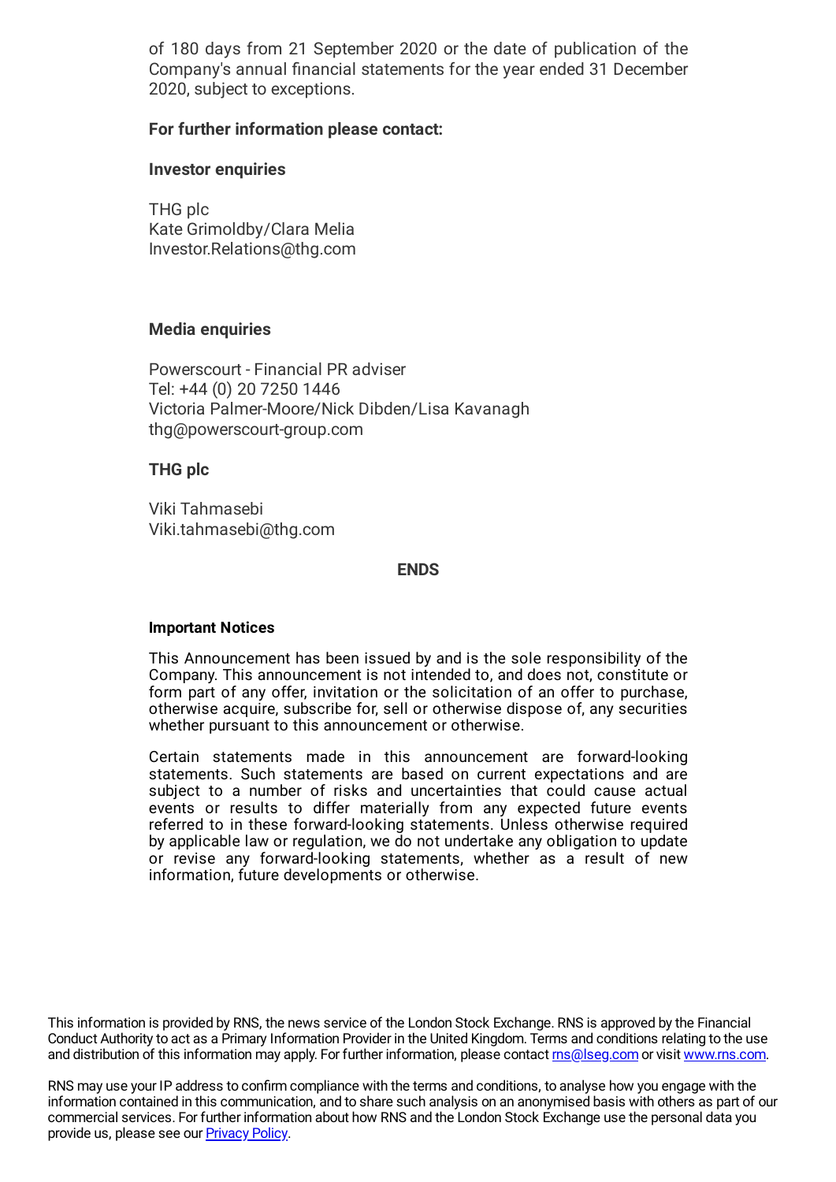of 180 days from 21 September 2020 or the date of publication of the Company's annual financial statements for the year ended 31 December 2020, subject to exceptions.

**For further information please contact:**

**Investor enquiries**

THG plc
Kate Grimoldby/Clara Melia
Investor.Relations@thg.com

**Media enquiries**

Powerscourt - Financial PR adviser
Tel: +44 (0) 20 7250 1446
Victoria Palmer-Moore/Nick Dibden/Lisa Kavanagh
thg@powerscourt-group.com

**THG plc**

Viki Tahmasebi
Viki.tahmasebi@thg.com

**ENDS**

**Important Notices**

This Announcement has been issued by and is the sole responsibility of the Company. This announcement is not intended to, and does not, constitute or form part of any offer, invitation or the solicitation of an offer to purchase, otherwise acquire, subscribe for, sell or otherwise dispose of, any securities whether pursuant to this announcement or otherwise.

Certain statements made in this announcement are forward-looking statements. Such statements are based on current expectations and are subject to a number of risks and uncertainties that could cause actual events or results to differ materially from any expected future events referred to in these forward-looking statements. Unless otherwise required by applicable law or regulation, we do not undertake any obligation to update or revise any forward-looking statements, whether as a result of new information, future developments or otherwise.

This information is provided by RNS, the news service of the London Stock Exchange. RNS is approved by the Financial Conduct Authority to act as a Primary Information Provider in the United Kingdom. Terms and conditions relating to the use and distribution of this information may apply. For further information, please contact rns@lseg.com or visit www.rns.com.

RNS may use your IP address to confirm compliance with the terms and conditions, to analyse how you engage with the information contained in this communication, and to share such analysis on an anonymised basis with others as part of our commercial services. For further information about how RNS and the London Stock Exchange use the personal data you provide us, please see our Privacy Policy.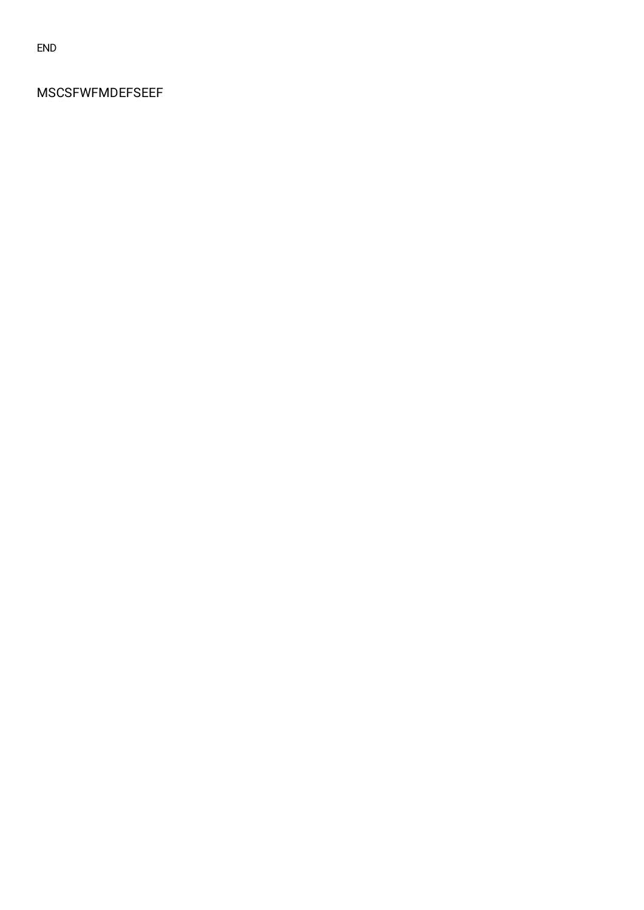END

MSCSFWFMDEFSEEF